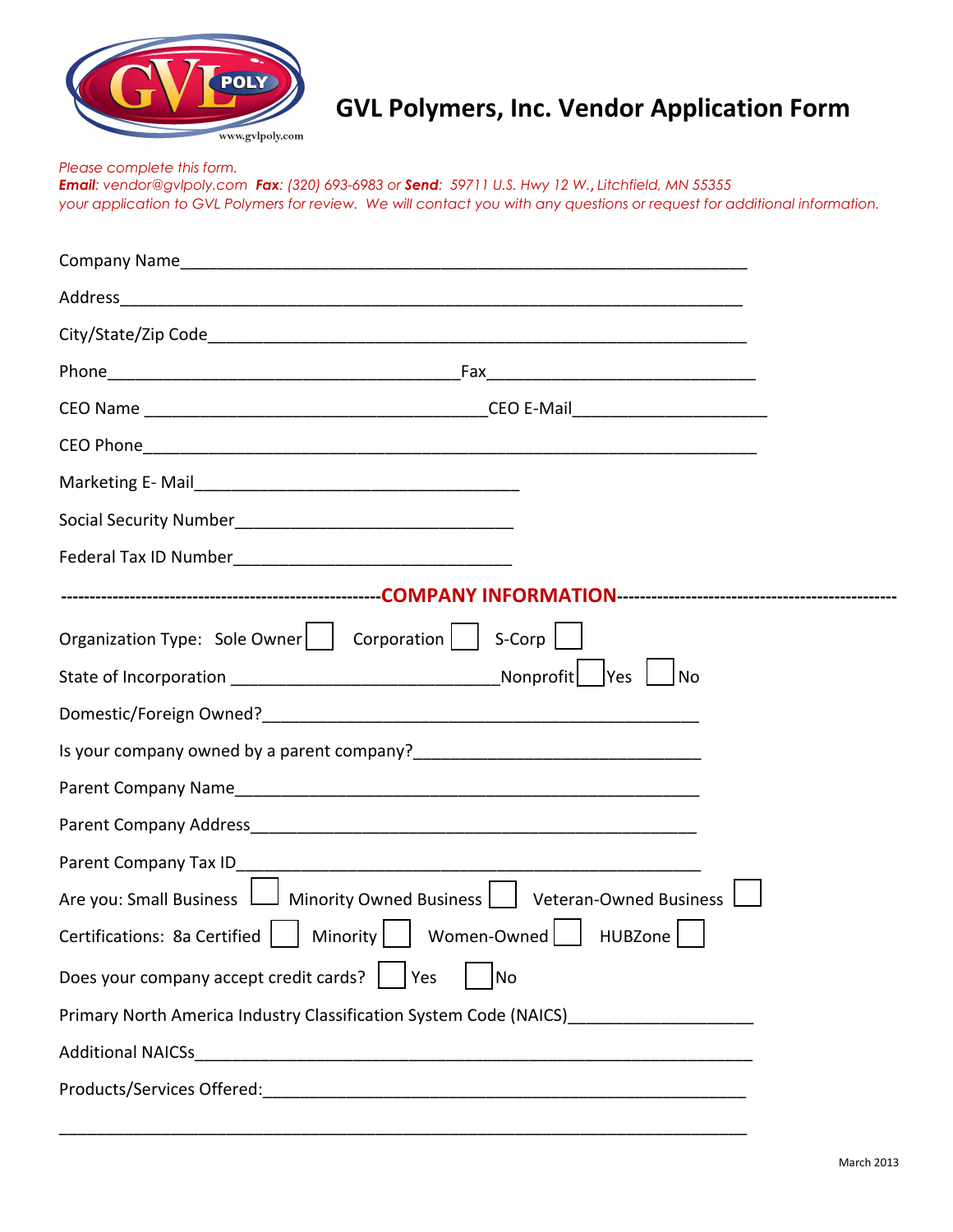# GVL Polymers, Inc. Vendor Application Form

*Please complete this form.*
***Email**: vendor@gvlpoly.com **Fax**: (320) 693-6983 or **Send**: 59711 U.S. Hwy 12 W., Litchfield, MN 55355*
*your application to GVL Polymers for review. We will contact you with any questions or request for additional information.*

Company Name_______________________________________________________________

Address_____________________________________________________________________

City/State/Zip Code___________________________________________________________

Phone________________________________________ Fax______________________________

CEO Name ______________________________________ CEO E-Mail______________________

CEO Phone___________________________________________________________________

Marketing E- Mail____________________________________

Social Security Number_______________________________

Federal Tax ID Number_______________________________

## ---COMPANY INFORMATION---

Organization Type: Sole Owner ☐ Corporation ☐ S-Corp ☐

State of Incorporation ______________________________ Nonprofit ☐ Yes ☐ No

Domestic/Foreign Owned?_____________________________________________

Is your company owned by a parent company?________________________________

Parent Company Name_________________________________________________

Parent Company Address______________________________________________

Parent Company Tax ID________________________________________________

Are you: Small Business ☐ Minority Owned Business ☐ Veteran-Owned Business ☐

Certifications: 8a Certified ☐ Minority ☐ Women-Owned ☐ HUBZone ☐

Does your company accept credit cards? ☐ Yes ☐ No

Primary North America Industry Classification System Code (NAICS)____________________

Additional NAICSs____________________________________________________________

Products/Services Offered:_____________________________________________________

_______________________________________________________________________________

March 2013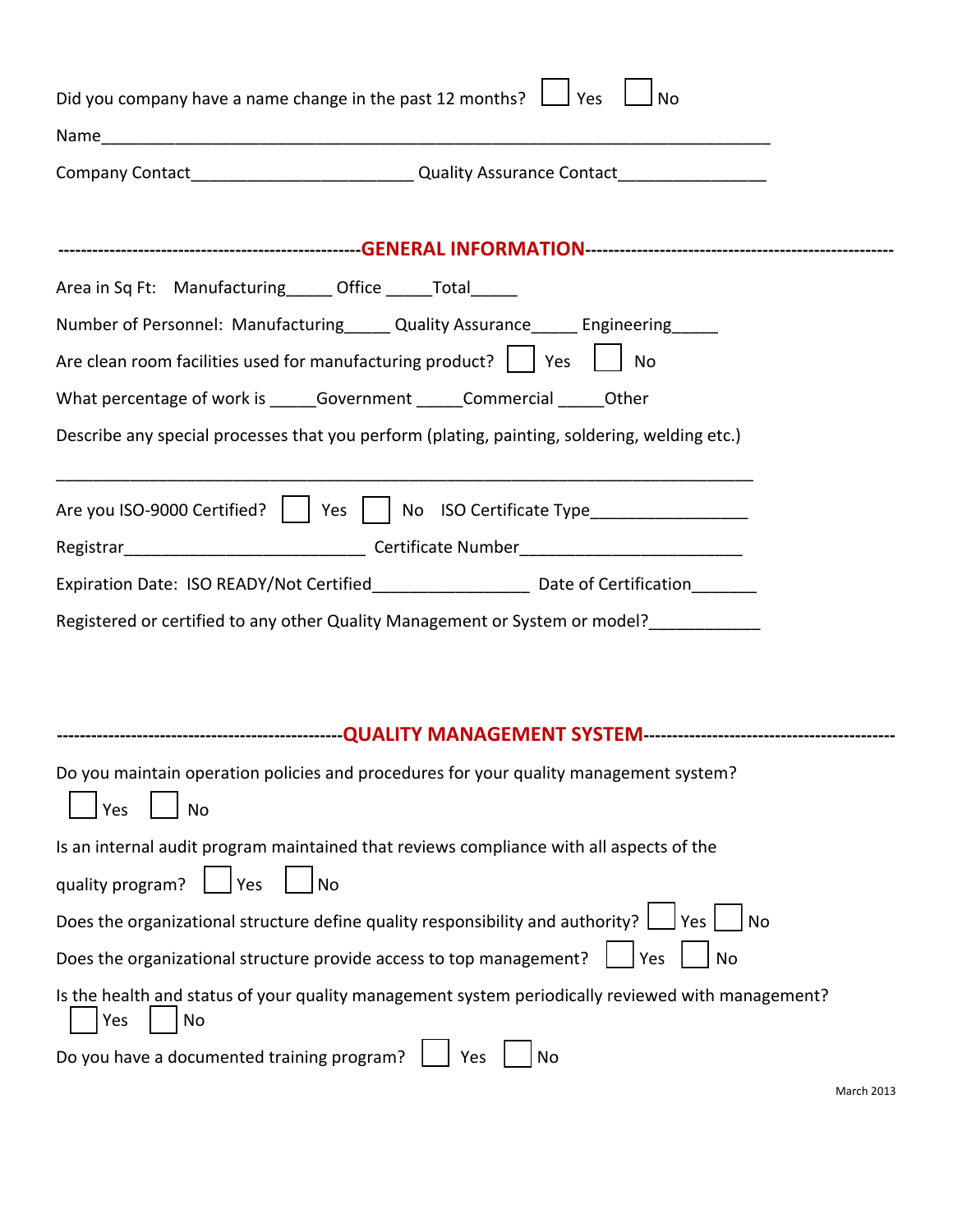Did you company have a name change in the past 12 months? ☐ Yes ☐ No

Name___________________________________________________________________________

Company Contact________________________ Quality Assurance Contact________________

## ----------GENERAL INFORMATION----------

Area in Sq Ft: Manufacturing_____ Office _____Total_____

Number of Personnel: Manufacturing_____ Quality Assurance_____ Engineering_____

Are clean room facilities used for manufacturing product? ☐ Yes ☐ No

What percentage of work is _____Government _____Commercial _____Other

Describe any special processes that you perform (plating, painting, soldering, welding etc.)

_____________________________________________________________________________

Are you ISO-9000 Certified? ☐ Yes ☐ No ISO Certificate Type_________________

Registrar__________________________ Certificate Number________________________

Expiration Date: ISO READY/Not Certified_________________ Date of Certification_______

Registered or certified to any other Quality Management or System or model?____________

## ----------QUALITY MANAGEMENT SYSTEM----------

Do you maintain operation policies and procedures for your quality management system?

☐ Yes ☐ No

Is an internal audit program maintained that reviews compliance with all aspects of the quality program? ☐ Yes ☐ No

Does the organizational structure define quality responsibility and authority? ☐ Yes ☐ No

Does the organizational structure provide access to top management? ☐ Yes ☐ No

Is the health and status of your quality management system periodically reviewed with management?

☐ Yes ☐ No

Do you have a documented training program? ☐ Yes ☐ No

March 2013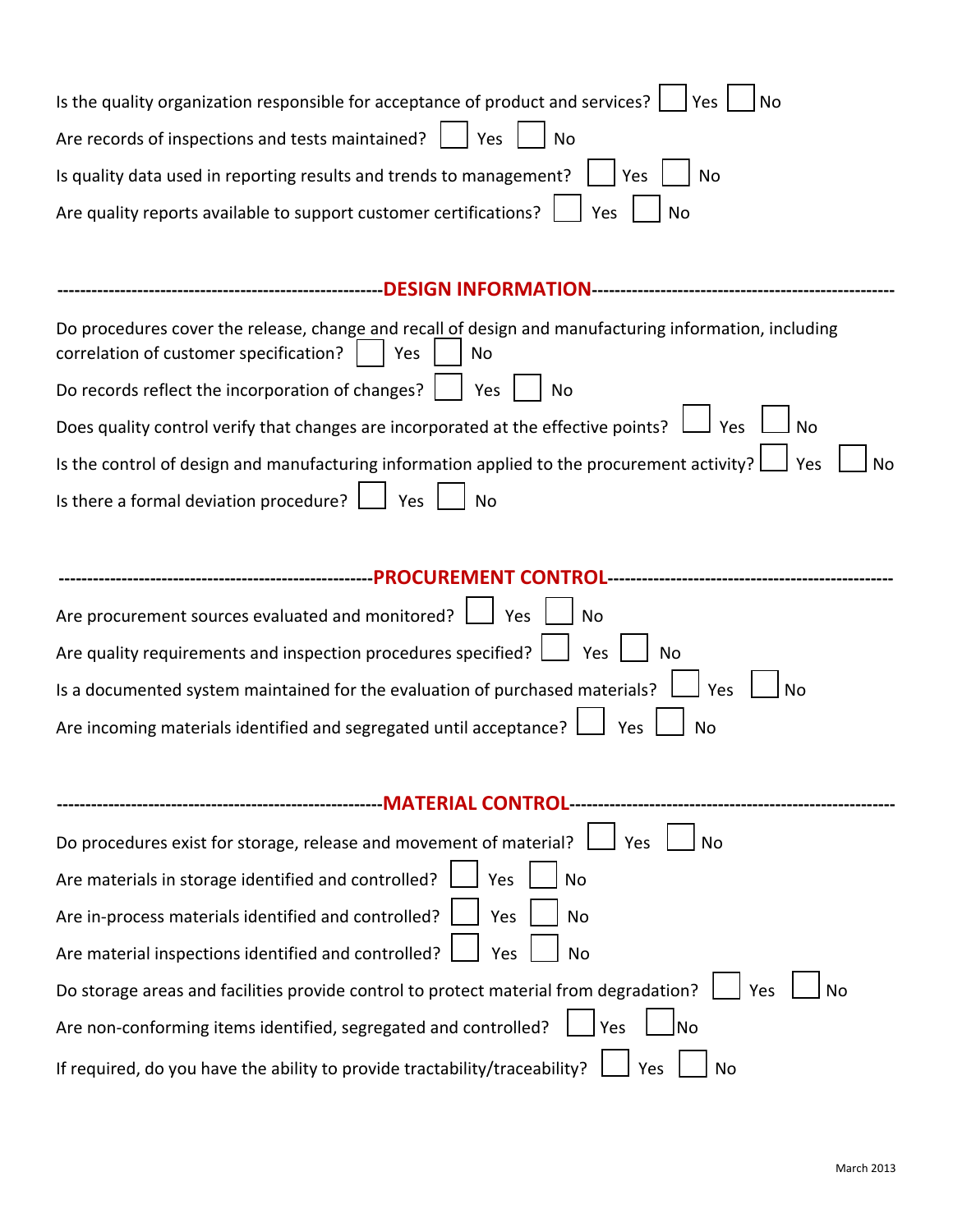Is the quality organization responsible for acceptance of product and services? ☐ Yes ☐ No

Are records of inspections and tests maintained? ☐ Yes ☐ No

Is quality data used in reporting results and trends to management? ☐ Yes ☐ No

Are quality reports available to support customer certifications? ☐ Yes ☐ No

## --------------------DESIGN INFORMATION--------------------

Do procedures cover the release, change and recall of design and manufacturing information, including correlation of customer specification? ☐ Yes ☐ No

Do records reflect the incorporation of changes? ☐ Yes ☐ No

Does quality control verify that changes are incorporated at the effective points? ☐ Yes ☐ No

Is the control of design and manufacturing information applied to the procurement activity? ☐ Yes ☐ No

Is there a formal deviation procedure? ☐ Yes ☐ No

## --------------------PROCUREMENT CONTROL--------------------

Are procurement sources evaluated and monitored? ☐ Yes ☐ No

Are quality requirements and inspection procedures specified? ☐ Yes ☐ No

Is a documented system maintained for the evaluation of purchased materials? ☐ Yes ☐ No

Are incoming materials identified and segregated until acceptance? ☐ Yes ☐ No

## --------------------MATERIAL CONTROL--------------------

Do procedures exist for storage, release and movement of material? ☐ Yes ☐ No

Are materials in storage identified and controlled? ☐ Yes ☐ No

Are in-process materials identified and controlled? ☐ Yes ☐ No

Are material inspections identified and controlled? ☐ Yes ☐ No

Do storage areas and facilities provide control to protect material from degradation? ☐ Yes ☐ No

Are non-conforming items identified, segregated and controlled? ☐ Yes ☐ No

If required, do you have the ability to provide tractability/traceability? ☐ Yes ☐ No

March 2013